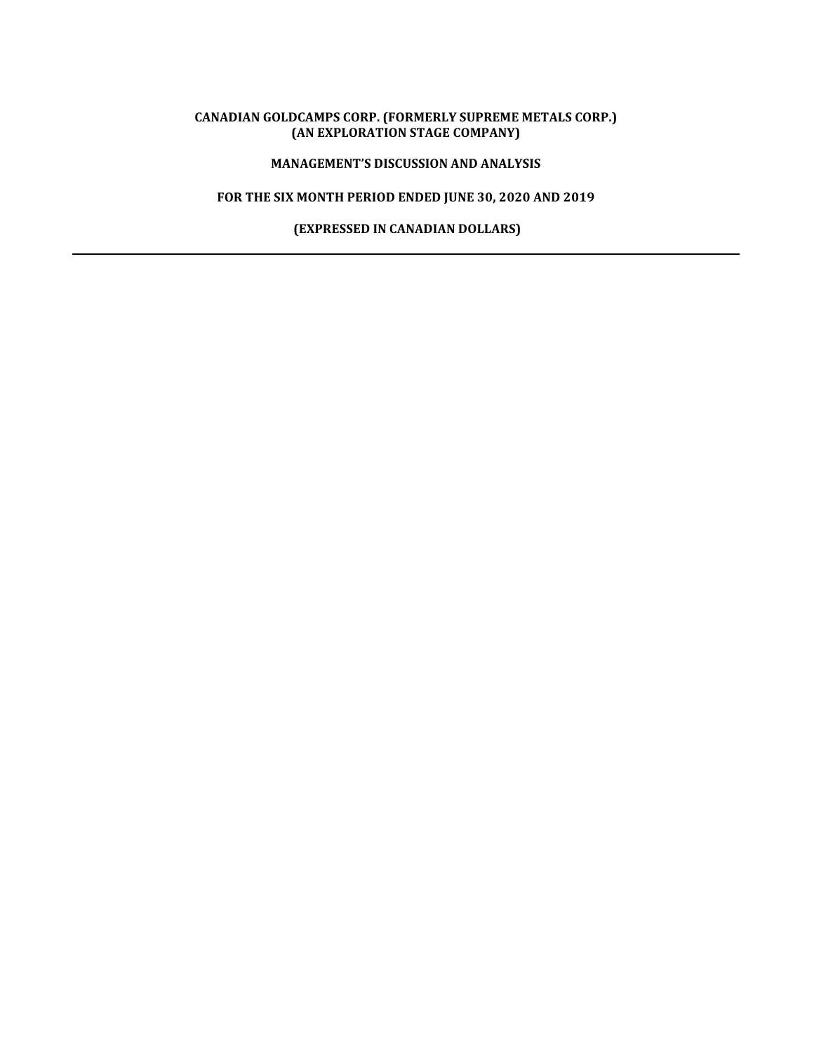# CANADIAN GOLDCAMPS CORP. (FORMERLY SUPREME METALS CORP.)
## (AN EXPLORATION STAGE COMPANY)

## MANAGEMENT'S DISCUSSION AND ANALYSIS

## FOR THE SIX MONTH PERIOD ENDED JUNE 30, 2020 AND 2019

## (EXPRESSED IN CANADIAN DOLLARS)

---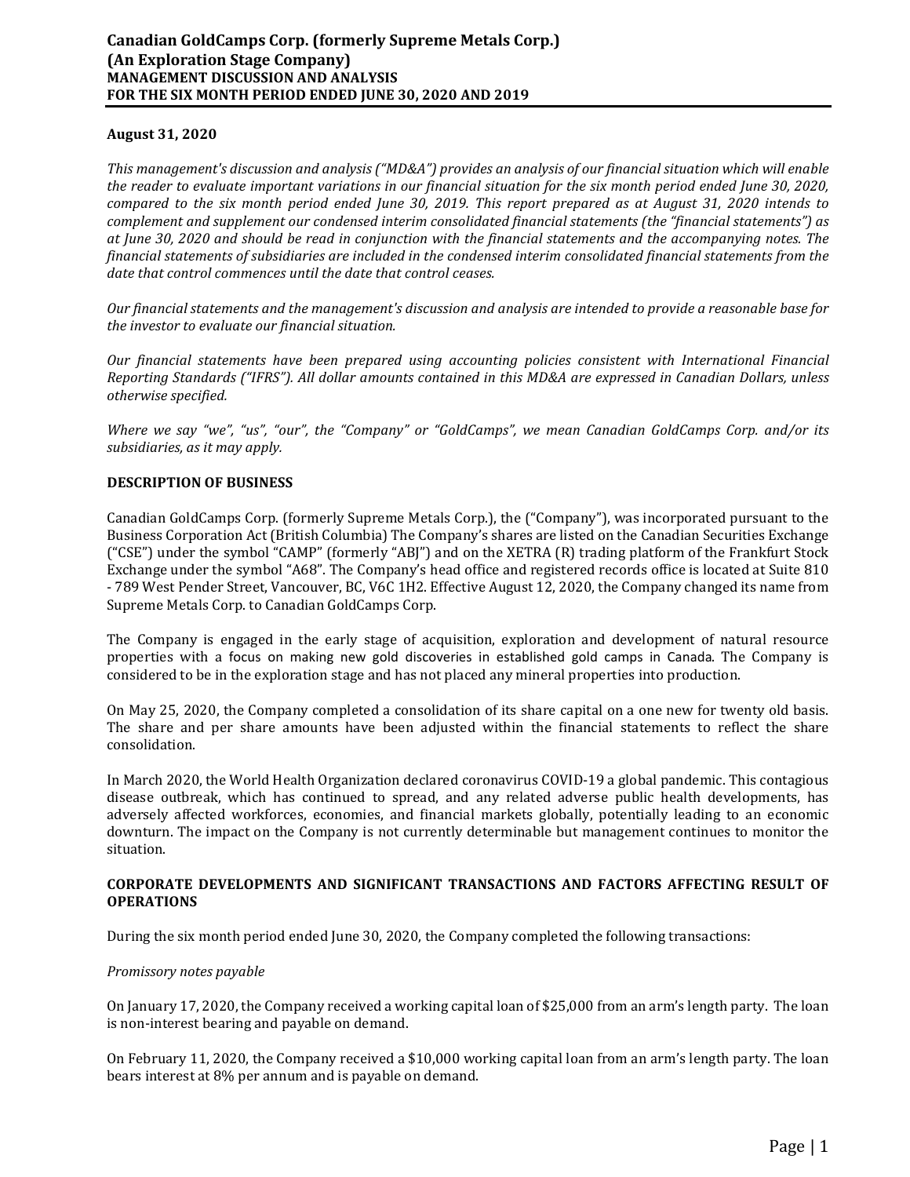**August 31, 2020**

*This management's discussion and analysis ("MD&A") provides an analysis of our financial situation which will enable the reader to evaluate important variations in our financial situation for the six month period ended June 30, 2020, compared to the six month period ended June 30, 2019. This report prepared as at August 31, 2020 intends to complement and supplement our condensed interim consolidated financial statements (the "financial statements") as at June 30, 2020 and should be read in conjunction with the financial statements and the accompanying notes. The financial statements of subsidiaries are included in the condensed interim consolidated financial statements from the date that control commences until the date that control ceases.*

*Our financial statements and the management's discussion and analysis are intended to provide a reasonable base for the investor to evaluate our financial situation.*

*Our financial statements have been prepared using accounting policies consistent with International Financial Reporting Standards ("IFRS"). All dollar amounts contained in this MD&A are expressed in Canadian Dollars, unless otherwise specified.*

*Where we say "we", "us", "our", the "Company" or "GoldCamps", we mean Canadian GoldCamps Corp. and/or its subsidiaries, as it may apply.*

## DESCRIPTION OF BUSINESS

Canadian GoldCamps Corp. (formerly Supreme Metals Corp.), the ("Company"), was incorporated pursuant to the Business Corporation Act (British Columbia) The Company's shares are listed on the Canadian Securities Exchange ("CSE") under the symbol "CAMP" (formerly "ABJ") and on the XETRA (R) trading platform of the Frankfurt Stock Exchange under the symbol "A68". The Company's head office and registered records office is located at Suite 810 - 789 West Pender Street, Vancouver, BC, V6C 1H2. Effective August 12, 2020, the Company changed its name from Supreme Metals Corp. to Canadian GoldCamps Corp.

The Company is engaged in the early stage of acquisition, exploration and development of natural resource properties with a focus on making new gold discoveries in established gold camps in Canada. The Company is considered to be in the exploration stage and has not placed any mineral properties into production.

On May 25, 2020, the Company completed a consolidation of its share capital on a one new for twenty old basis. The share and per share amounts have been adjusted within the financial statements to reflect the share consolidation.

In March 2020, the World Health Organization declared coronavirus COVID-19 a global pandemic. This contagious disease outbreak, which has continued to spread, and any related adverse public health developments, has adversely affected workforces, economies, and financial markets globally, potentially leading to an economic downturn. The impact on the Company is not currently determinable but management continues to monitor the situation.

## CORPORATE DEVELOPMENTS AND SIGNIFICANT TRANSACTIONS AND FACTORS AFFECTING RESULT OF OPERATIONS

During the six month period ended June 30, 2020, the Company completed the following transactions:

*Promissory notes payable*

On January 17, 2020, the Company received a working capital loan of $25,000 from an arm's length party. The loan is non-interest bearing and payable on demand.

On February 11, 2020, the Company received a $10,000 working capital loan from an arm's length party. The loan bears interest at 8% per annum and is payable on demand.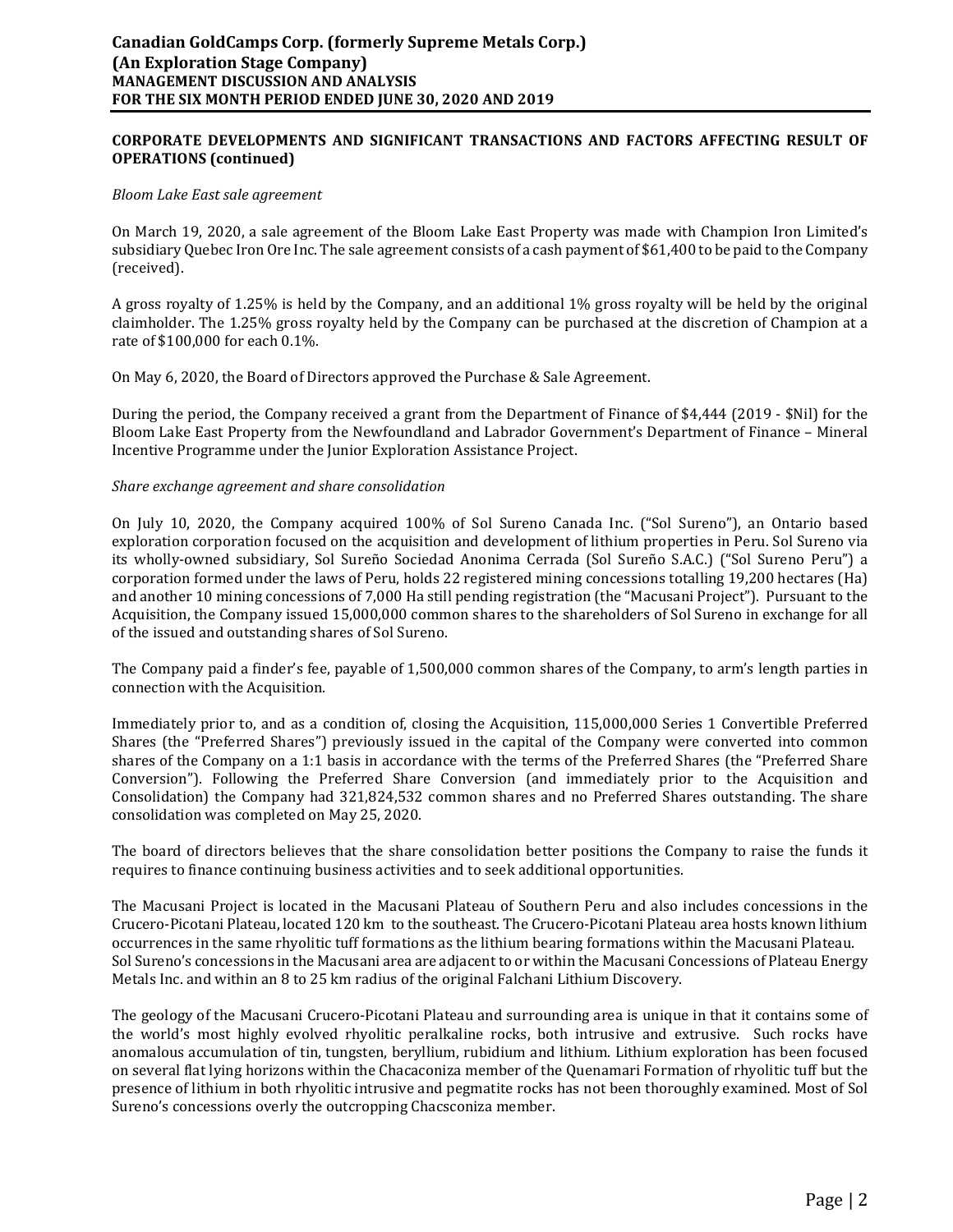## CORPORATE DEVELOPMENTS AND SIGNIFICANT TRANSACTIONS AND FACTORS AFFECTING RESULT OF OPERATIONS (continued)

*Bloom Lake East sale agreement*

On March 19, 2020, a sale agreement of the Bloom Lake East Property was made with Champion Iron Limited's subsidiary Quebec Iron Ore Inc. The sale agreement consists of a cash payment of $61,400 to be paid to the Company (received).

A gross royalty of 1.25% is held by the Company, and an additional 1% gross royalty will be held by the original claimholder. The 1.25% gross royalty held by the Company can be purchased at the discretion of Champion at a rate of $100,000 for each 0.1%.

On May 6, 2020, the Board of Directors approved the Purchase & Sale Agreement.

During the period, the Company received a grant from the Department of Finance of $4,444 (2019 - $Nil) for the Bloom Lake East Property from the Newfoundland and Labrador Government's Department of Finance – Mineral Incentive Programme under the Junior Exploration Assistance Project.

*Share exchange agreement and share consolidation*

On July 10, 2020, the Company acquired 100% of Sol Sureno Canada Inc. ("Sol Sureno"), an Ontario based exploration corporation focused on the acquisition and development of lithium properties in Peru. Sol Sureno via its wholly-owned subsidiary, Sol Sureño Sociedad Anonima Cerrada (Sol Sureño S.A.C.) ("Sol Sureno Peru") a corporation formed under the laws of Peru, holds 22 registered mining concessions totalling 19,200 hectares (Ha) and another 10 mining concessions of 7,000 Ha still pending registration (the "Macusani Project"). Pursuant to the Acquisition, the Company issued 15,000,000 common shares to the shareholders of Sol Sureno in exchange for all of the issued and outstanding shares of Sol Sureno.

The Company paid a finder's fee, payable of 1,500,000 common shares of the Company, to arm's length parties in connection with the Acquisition.

Immediately prior to, and as a condition of, closing the Acquisition, 115,000,000 Series 1 Convertible Preferred Shares (the "Preferred Shares") previously issued in the capital of the Company were converted into common shares of the Company on a 1:1 basis in accordance with the terms of the Preferred Shares (the "Preferred Share Conversion"). Following the Preferred Share Conversion (and immediately prior to the Acquisition and Consolidation) the Company had 321,824,532 common shares and no Preferred Shares outstanding. The share consolidation was completed on May 25, 2020.

The board of directors believes that the share consolidation better positions the Company to raise the funds it requires to finance continuing business activities and to seek additional opportunities.

The Macusani Project is located in the Macusani Plateau of Southern Peru and also includes concessions in the Crucero-Picotani Plateau, located 120 km to the southeast. The Crucero-Picotani Plateau area hosts known lithium occurrences in the same rhyolitic tuff formations as the lithium bearing formations within the Macusani Plateau. Sol Sureno's concessions in the Macusani area are adjacent to or within the Macusani Concessions of Plateau Energy Metals Inc. and within an 8 to 25 km radius of the original Falchani Lithium Discovery.

The geology of the Macusani Crucero-Picotani Plateau and surrounding area is unique in that it contains some of the world's most highly evolved rhyolitic peralkaline rocks, both intrusive and extrusive. Such rocks have anomalous accumulation of tin, tungsten, beryllium, rubidium and lithium. Lithium exploration has been focused on several flat lying horizons within the Chacaconiza member of the Quenamari Formation of rhyolitic tuff but the presence of lithium in both rhyolitic intrusive and pegmatite rocks has not been thoroughly examined. Most of Sol Sureno's concessions overly the outcropping Chacsconiza member.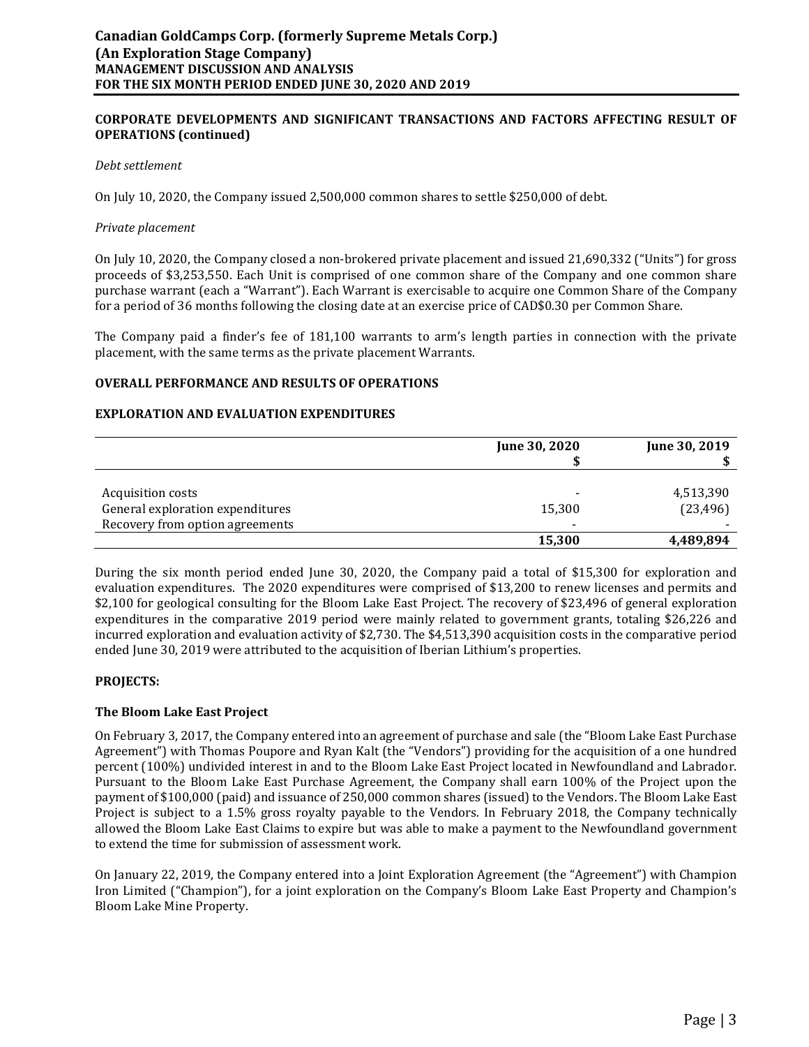## CORPORATE DEVELOPMENTS AND SIGNIFICANT TRANSACTIONS AND FACTORS AFFECTING RESULT OF OPERATIONS (continued)

*Debt settlement*

On July 10, 2020, the Company issued 2,500,000 common shares to settle $250,000 of debt.

*Private placement*

On July 10, 2020, the Company closed a non-brokered private placement and issued 21,690,332 ("Units") for gross proceeds of $3,253,550. Each Unit is comprised of one common share of the Company and one common share purchase warrant (each a "Warrant"). Each Warrant is exercisable to acquire one Common Share of the Company for a period of 36 months following the closing date at an exercise price of CAD$0.30 per Common Share.

The Company paid a finder's fee of 181,100 warrants to arm's length parties in connection with the private placement, with the same terms as the private placement Warrants.

## OVERALL PERFORMANCE AND RESULTS OF OPERATIONS

## EXPLORATION AND EVALUATION EXPENDITURES

| | June 30, 2020<br>$ | June 30, 2019<br>$ |
|---|---|---|
| Acquisition costs | - | 4,513,390 |
| General exploration expenditures | 15,300 | (23,496) |
| Recovery from option agreements | - | - |
| | **15,300** | **4,489,894** |

During the six month period ended June 30, 2020, the Company paid a total of $15,300 for exploration and evaluation expenditures. The 2020 expenditures were comprised of $13,200 to renew licenses and permits and $2,100 for geological consulting for the Bloom Lake East Project. The recovery of $23,496 of general exploration expenditures in the comparative 2019 period were mainly related to government grants, totaling $26,226 and incurred exploration and evaluation activity of $2,730. The $4,513,390 acquisition costs in the comparative period ended June 30, 2019 were attributed to the acquisition of Iberian Lithium's properties.

## PROJECTS:

### The Bloom Lake East Project

On February 3, 2017, the Company entered into an agreement of purchase and sale (the "Bloom Lake East Purchase Agreement") with Thomas Poupore and Ryan Kalt (the "Vendors") providing for the acquisition of a one hundred percent (100%) undivided interest in and to the Bloom Lake East Project located in Newfoundland and Labrador. Pursuant to the Bloom Lake East Purchase Agreement, the Company shall earn 100% of the Project upon the payment of $100,000 (paid) and issuance of 250,000 common shares (issued) to the Vendors. The Bloom Lake East Project is subject to a 1.5% gross royalty payable to the Vendors. In February 2018, the Company technically allowed the Bloom Lake East Claims to expire but was able to make a payment to the Newfoundland government to extend the time for submission of assessment work.

On January 22, 2019, the Company entered into a Joint Exploration Agreement (the "Agreement") with Champion Iron Limited ("Champion"), for a joint exploration on the Company's Bloom Lake East Property and Champion's Bloom Lake Mine Property.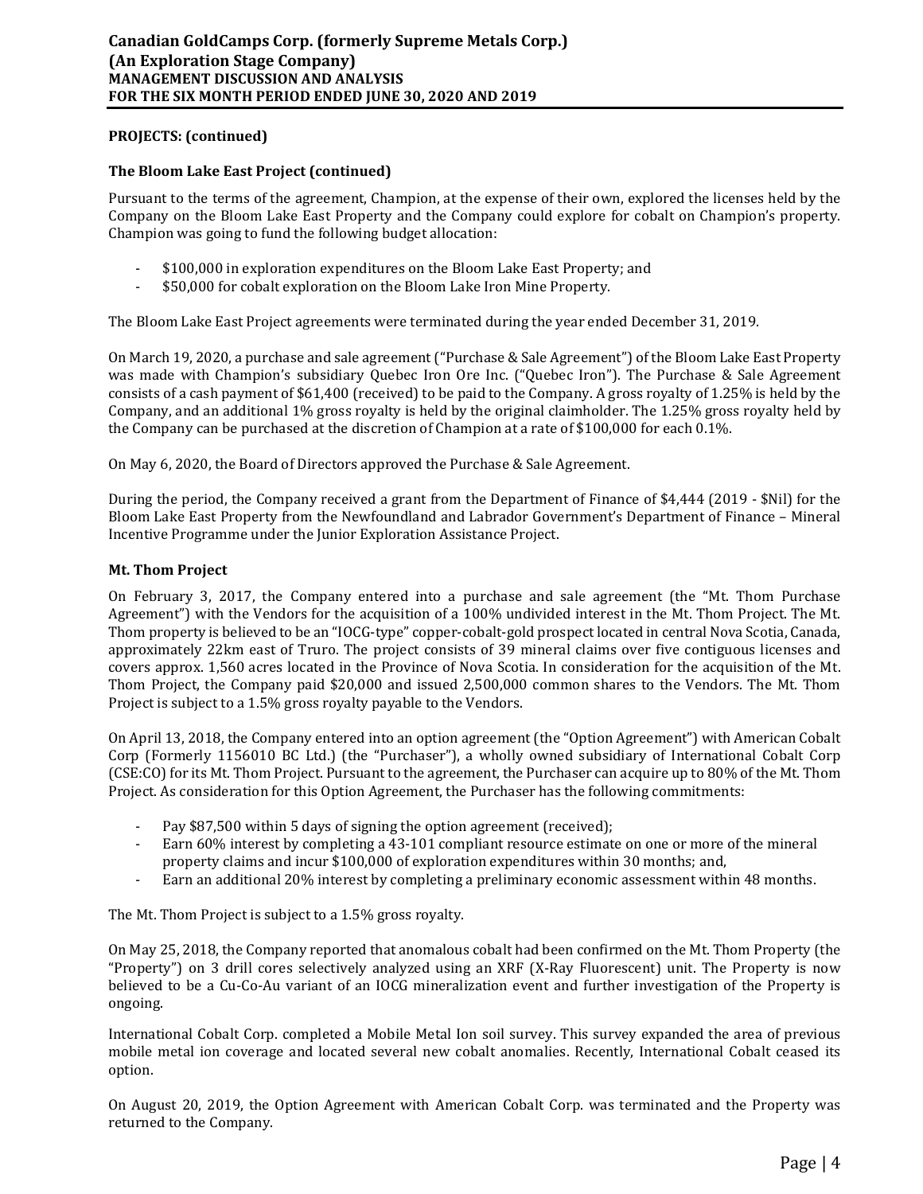**PROJECTS: (continued)**

**The Bloom Lake East Project (continued)**

Pursuant to the terms of the agreement, Champion, at the expense of their own, explored the licenses held by the Company on the Bloom Lake East Property and the Company could explore for cobalt on Champion's property. Champion was going to fund the following budget allocation:

- $100,000 in exploration expenditures on the Bloom Lake East Property; and
- $50,000 for cobalt exploration on the Bloom Lake Iron Mine Property.

The Bloom Lake East Project agreements were terminated during the year ended December 31, 2019.

On March 19, 2020, a purchase and sale agreement ("Purchase & Sale Agreement") of the Bloom Lake East Property was made with Champion's subsidiary Quebec Iron Ore Inc. ("Quebec Iron"). The Purchase & Sale Agreement consists of a cash payment of $61,400 (received) to be paid to the Company. A gross royalty of 1.25% is held by the Company, and an additional 1% gross royalty is held by the original claimholder. The 1.25% gross royalty held by the Company can be purchased at the discretion of Champion at a rate of $100,000 for each 0.1%.

On May 6, 2020, the Board of Directors approved the Purchase & Sale Agreement.

During the period, the Company received a grant from the Department of Finance of $4,444 (2019 - $Nil) for the Bloom Lake East Property from the Newfoundland and Labrador Government's Department of Finance – Mineral Incentive Programme under the Junior Exploration Assistance Project.

**Mt. Thom Project**

On February 3, 2017, the Company entered into a purchase and sale agreement (the "Mt. Thom Purchase Agreement") with the Vendors for the acquisition of a 100% undivided interest in the Mt. Thom Project. The Mt. Thom property is believed to be an "IOCG-type" copper-cobalt-gold prospect located in central Nova Scotia, Canada, approximately 22km east of Truro. The project consists of 39 mineral claims over five contiguous licenses and covers approx. 1,560 acres located in the Province of Nova Scotia. In consideration for the acquisition of the Mt. Thom Project, the Company paid $20,000 and issued 2,500,000 common shares to the Vendors. The Mt. Thom Project is subject to a 1.5% gross royalty payable to the Vendors.

On April 13, 2018, the Company entered into an option agreement (the "Option Agreement") with American Cobalt Corp (Formerly 1156010 BC Ltd.) (the "Purchaser"), a wholly owned subsidiary of International Cobalt Corp (CSE:CO) for its Mt. Thom Project. Pursuant to the agreement, the Purchaser can acquire up to 80% of the Mt. Thom Project. As consideration for this Option Agreement, the Purchaser has the following commitments:

- Pay $87,500 within 5 days of signing the option agreement (received);
- Earn 60% interest by completing a 43-101 compliant resource estimate on one or more of the mineral property claims and incur $100,000 of exploration expenditures within 30 months; and,
- Earn an additional 20% interest by completing a preliminary economic assessment within 48 months.

The Mt. Thom Project is subject to a 1.5% gross royalty.

On May 25, 2018, the Company reported that anomalous cobalt had been confirmed on the Mt. Thom Property (the "Property") on 3 drill cores selectively analyzed using an XRF (X-Ray Fluorescent) unit. The Property is now believed to be a Cu-Co-Au variant of an IOCG mineralization event and further investigation of the Property is ongoing.

International Cobalt Corp. completed a Mobile Metal Ion soil survey. This survey expanded the area of previous mobile metal ion coverage and located several new cobalt anomalies. Recently, International Cobalt ceased its option.

On August 20, 2019, the Option Agreement with American Cobalt Corp. was terminated and the Property was returned to the Company.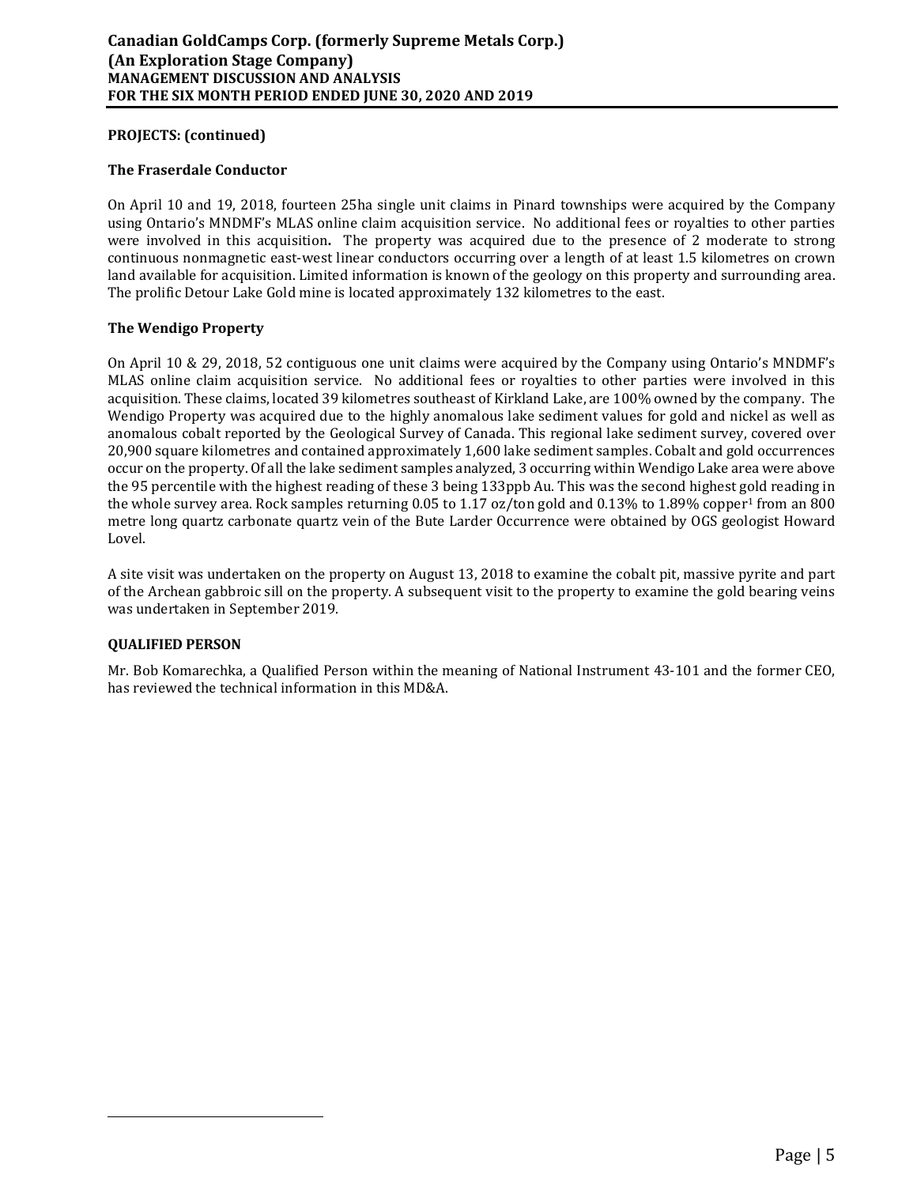**PROJECTS: (continued)**

**The Fraserdale Conductor**

On April 10 and 19, 2018, fourteen 25ha single unit claims in Pinard townships were acquired by the Company using Ontario's MNDMF's MLAS online claim acquisition service. No additional fees or royalties to other parties were involved in this acquisition**.** The property was acquired due to the presence of 2 moderate to strong continuous nonmagnetic east-west linear conductors occurring over a length of at least 1.5 kilometres on crown land available for acquisition. Limited information is known of the geology on this property and surrounding area. The prolific Detour Lake Gold mine is located approximately 132 kilometres to the east.

**The Wendigo Property**

On April 10 & 29, 2018, 52 contiguous one unit claims were acquired by the Company using Ontario's MNDMF's MLAS online claim acquisition service. No additional fees or royalties to other parties were involved in this acquisition. These claims, located 39 kilometres southeast of Kirkland Lake, are 100% owned by the company. The Wendigo Property was acquired due to the highly anomalous lake sediment values for gold and nickel as well as anomalous cobalt reported by the Geological Survey of Canada. This regional lake sediment survey, covered over 20,900 square kilometres and contained approximately 1,600 lake sediment samples. Cobalt and gold occurrences occur on the property. Of all the lake sediment samples analyzed, 3 occurring within Wendigo Lake area were above the 95 percentile with the highest reading of these 3 being 133ppb Au. This was the second highest gold reading in the whole survey area. Rock samples returning 0.05 to 1.17 oz/ton gold and 0.13% to 1.89% copper[1] from an 800 metre long quartz carbonate quartz vein of the Bute Larder Occurrence were obtained by OGS geologist Howard Lovel.

A site visit was undertaken on the property on August 13, 2018 to examine the cobalt pit, massive pyrite and part of the Archean gabbroic sill on the property. A subsequent visit to the property to examine the gold bearing veins was undertaken in September 2019.

**QUALIFIED PERSON**

Mr. Bob Komarechka, a Qualified Person within the meaning of National Instrument 43-101 and the former CEO, has reviewed the technical information in this MD&A.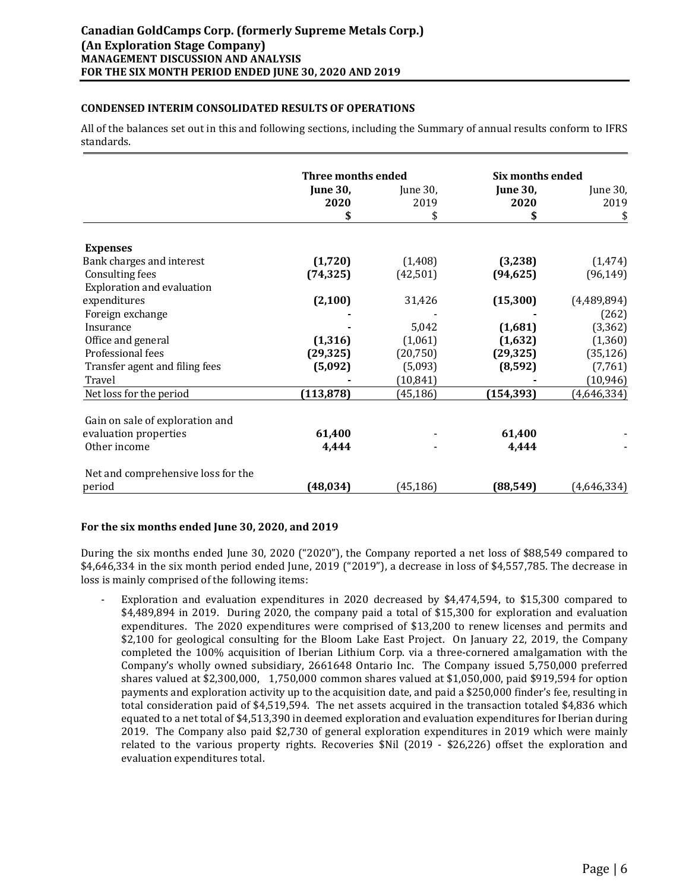## CONDENSED INTERIM CONSOLIDATED RESULTS OF OPERATIONS

All of the balances set out in this and following sections, including the Summary of annual results conform to IFRS standards.

| | Three months ended | | Six months ended | |
|---|---|---|---|---|
| | **June 30, 2020** | June 30, 2019 | **June 30, 2020** | June 30, 2019 |
| | **$** | $ | **$** | $ |
| **Expenses** | | | | |
| Bank charges and interest | **(1,720)** | (1,408) | **(3,238)** | (1,474) |
| Consulting fees | **(74,325)** | (42,501) | **(94,625)** | (96,149) |
| Exploration and evaluation expenditures | **(2,100)** | 31,426 | **(15,300)** | (4,489,894) |
| Foreign exchange | **-** | - | **-** | (262) |
| Insurance | **-** | 5,042 | **(1,681)** | (3,362) |
| Office and general | **(1,316)** | (1,061) | **(1,632)** | (1,360) |
| Professional fees | **(29,325)** | (20,750) | **(29,325)** | (35,126) |
| Transfer agent and filing fees | **(5,092)** | (5,093) | **(8,592)** | (7,761) |
| Travel | **-** | (10,841) | **-** | (10,946) |
| Net loss for the period | **(113,878)** | (45,186) | **(154,393)** | (4,646,334) |
| Gain on sale of exploration and evaluation properties | **61,400** | - | **61,400** | - |
| Other income | **4,444** | - | **4,444** | - |
| Net and comprehensive loss for the period | **(48,034)** | (45,186) | **(88,549)** | (4,646,334) |

### For the six months ended June 30, 2020, and 2019

During the six months ended June 30, 2020 ("2020"), the Company reported a net loss of $88,549 compared to $4,646,334 in the six month period ended June, 2019 ("2019"), a decrease in loss of $4,557,785. The decrease in loss is mainly comprised of the following items:

- Exploration and evaluation expenditures in 2020 decreased by $4,474,594, to $15,300 compared to $4,489,894 in 2019. During 2020, the company paid a total of $15,300 for exploration and evaluation expenditures. The 2020 expenditures were comprised of $13,200 to renew licenses and permits and $2,100 for geological consulting for the Bloom Lake East Project. On January 22, 2019, the Company completed the 100% acquisition of Iberian Lithium Corp. via a three-cornered amalgamation with the Company's wholly owned subsidiary, 2661648 Ontario Inc. The Company issued 5,750,000 preferred shares valued at $2,300,000, 1,750,000 common shares valued at $1,050,000, paid $919,594 for option payments and exploration activity up to the acquisition date, and paid a $250,000 finder's fee, resulting in total consideration paid of $4,519,594. The net assets acquired in the transaction totaled $4,836 which equated to a net total of $4,513,390 in deemed exploration and evaluation expenditures for Iberian during 2019. The Company also paid $2,730 of general exploration expenditures in 2019 which were mainly related to the various property rights. Recoveries $Nil (2019 - $26,226) offset the exploration and evaluation expenditures total.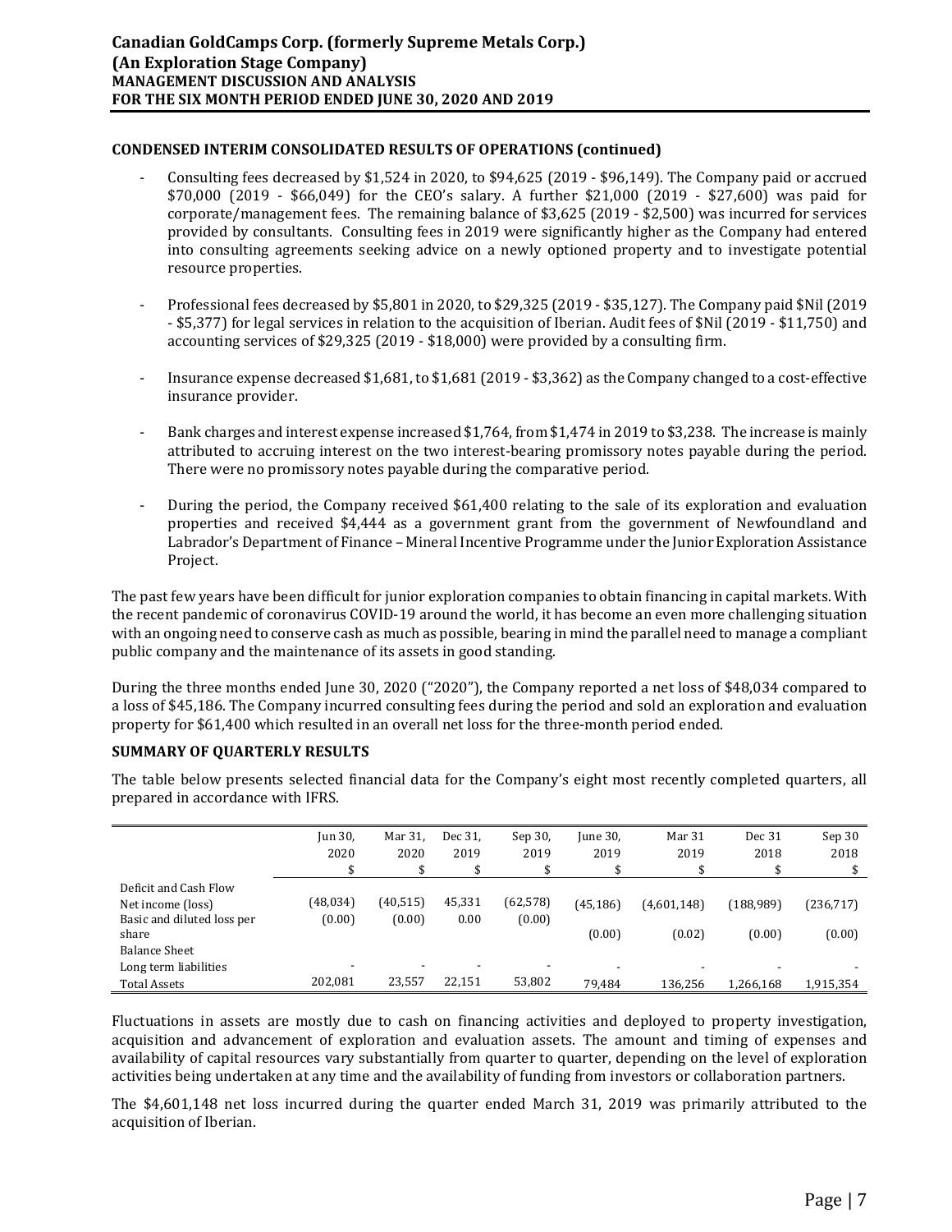## CONDENSED INTERIM CONSOLIDATED RESULTS OF OPERATIONS (continued)

- Consulting fees decreased by $1,524 in 2020, to $94,625 (2019 - $96,149). The Company paid or accrued $70,000 (2019 - $66,049) for the CEO's salary. A further $21,000 (2019 - $27,600) was paid for corporate/management fees. The remaining balance of $3,625 (2019 - $2,500) was incurred for services provided by consultants. Consulting fees in 2019 were significantly higher as the Company had entered into consulting agreements seeking advice on a newly optioned property and to investigate potential resource properties.
- Professional fees decreased by $5,801 in 2020, to $29,325 (2019 - $35,127). The Company paid $Nil (2019 - $5,377) for legal services in relation to the acquisition of Iberian. Audit fees of $Nil (2019 - $11,750) and accounting services of $29,325 (2019 - $18,000) were provided by a consulting firm.
- Insurance expense decreased $1,681, to $1,681 (2019 - $3,362) as the Company changed to a cost-effective insurance provider.
- Bank charges and interest expense increased $1,764, from $1,474 in 2019 to $3,238. The increase is mainly attributed to accruing interest on the two interest-bearing promissory notes payable during the period. There were no promissory notes payable during the comparative period.
- During the period, the Company received $61,400 relating to the sale of its exploration and evaluation properties and received $4,444 as a government grant from the government of Newfoundland and Labrador's Department of Finance – Mineral Incentive Programme under the Junior Exploration Assistance Project.

The past few years have been difficult for junior exploration companies to obtain financing in capital markets. With the recent pandemic of coronavirus COVID-19 around the world, it has become an even more challenging situation with an ongoing need to conserve cash as much as possible, bearing in mind the parallel need to manage a compliant public company and the maintenance of its assets in good standing.

During the three months ended June 30, 2020 ("2020"), the Company reported a net loss of $48,034 compared to a loss of $45,186. The Company incurred consulting fees during the period and sold an exploration and evaluation property for $61,400 which resulted in an overall net loss for the three-month period ended.

## SUMMARY OF QUARTERLY RESULTS

The table below presents selected financial data for the Company's eight most recently completed quarters, all prepared in accordance with IFRS.

| | Jun 30, 2020 | Mar 31, 2020 | Dec 31, 2019 | Sep 30, 2019 | June 30, 2019 | Mar 31 2019 | Dec 31 2018 | Sep 30 2018 |
|---|---|---|---|---|---|---|---|---|
| | $ | $ | $ | $ | $ | $ | $ | $ |
| Deficit and Cash Flow | | | | | | | | |
| Net income (loss) | (48,034) | (40,515) | 45,331 | (62,578) | (45,186) | (4,601,148) | (188,989) | (236,717) |
| Basic and diluted loss per share | (0.00) | (0.00) | 0.00 | (0.00) | (0.00) | (0.02) | (0.00) | (0.00) |
| Balance Sheet | | | | | | | | |
| Long term liabilities | - | - | - | - | - | - | - | - |
| Total Assets | 202,081 | 23,557 | 22,151 | 53,802 | 79,484 | 136,256 | 1,266,168 | 1,915,354 |

Fluctuations in assets are mostly due to cash on financing activities and deployed to property investigation, acquisition and advancement of exploration and evaluation assets. The amount and timing of expenses and availability of capital resources vary substantially from quarter to quarter, depending on the level of exploration activities being undertaken at any time and the availability of funding from investors or collaboration partners.

The $4,601,148 net loss incurred during the quarter ended March 31, 2019 was primarily attributed to the acquisition of Iberian.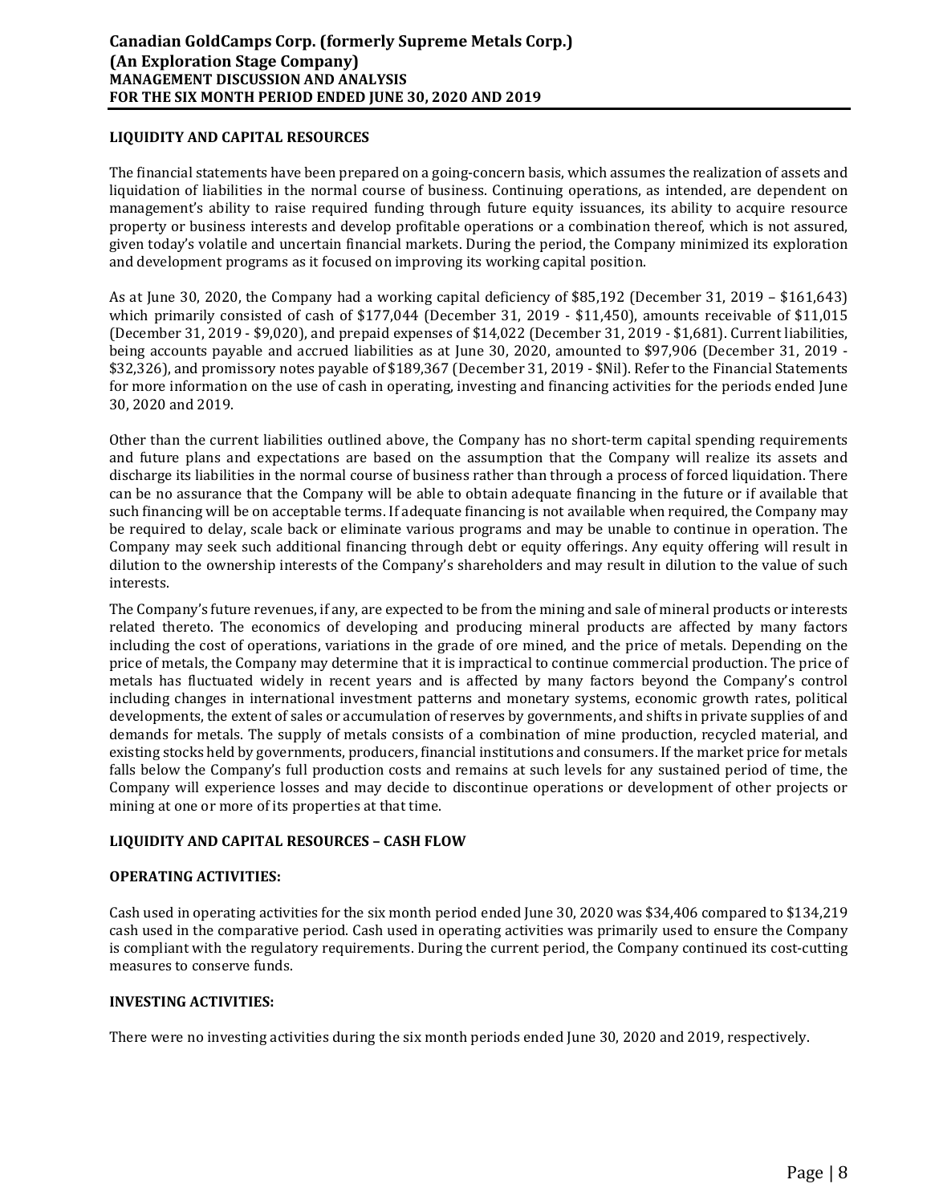## LIQUIDITY AND CAPITAL RESOURCES

The financial statements have been prepared on a going-concern basis, which assumes the realization of assets and liquidation of liabilities in the normal course of business. Continuing operations, as intended, are dependent on management's ability to raise required funding through future equity issuances, its ability to acquire resource property or business interests and develop profitable operations or a combination thereof, which is not assured, given today's volatile and uncertain financial markets. During the period, the Company minimized its exploration and development programs as it focused on improving its working capital position.

As at June 30, 2020, the Company had a working capital deficiency of $85,192 (December 31, 2019 – $161,643) which primarily consisted of cash of $177,044 (December 31, 2019 - $11,450), amounts receivable of $11,015 (December 31, 2019 - $9,020), and prepaid expenses of $14,022 (December 31, 2019 - $1,681). Current liabilities, being accounts payable and accrued liabilities as at June 30, 2020, amounted to $97,906 (December 31, 2019 - $32,326), and promissory notes payable of $189,367 (December 31, 2019 - $Nil). Refer to the Financial Statements for more information on the use of cash in operating, investing and financing activities for the periods ended June 30, 2020 and 2019.

Other than the current liabilities outlined above, the Company has no short-term capital spending requirements and future plans and expectations are based on the assumption that the Company will realize its assets and discharge its liabilities in the normal course of business rather than through a process of forced liquidation. There can be no assurance that the Company will be able to obtain adequate financing in the future or if available that such financing will be on acceptable terms. If adequate financing is not available when required, the Company may be required to delay, scale back or eliminate various programs and may be unable to continue in operation. The Company may seek such additional financing through debt or equity offerings. Any equity offering will result in dilution to the ownership interests of the Company's shareholders and may result in dilution to the value of such interests.

The Company's future revenues, if any, are expected to be from the mining and sale of mineral products or interests related thereto. The economics of developing and producing mineral products are affected by many factors including the cost of operations, variations in the grade of ore mined, and the price of metals. Depending on the price of metals, the Company may determine that it is impractical to continue commercial production. The price of metals has fluctuated widely in recent years and is affected by many factors beyond the Company's control including changes in international investment patterns and monetary systems, economic growth rates, political developments, the extent of sales or accumulation of reserves by governments, and shifts in private supplies of and demands for metals. The supply of metals consists of a combination of mine production, recycled material, and existing stocks held by governments, producers, financial institutions and consumers. If the market price for metals falls below the Company's full production costs and remains at such levels for any sustained period of time, the Company will experience losses and may decide to discontinue operations or development of other projects or mining at one or more of its properties at that time.

## LIQUIDITY AND CAPITAL RESOURCES – CASH FLOW

### OPERATING ACTIVITIES:

Cash used in operating activities for the six month period ended June 30, 2020 was $34,406 compared to $134,219 cash used in the comparative period. Cash used in operating activities was primarily used to ensure the Company is compliant with the regulatory requirements. During the current period, the Company continued its cost-cutting measures to conserve funds.

### INVESTING ACTIVITIES:

There were no investing activities during the six month periods ended June 30, 2020 and 2019, respectively.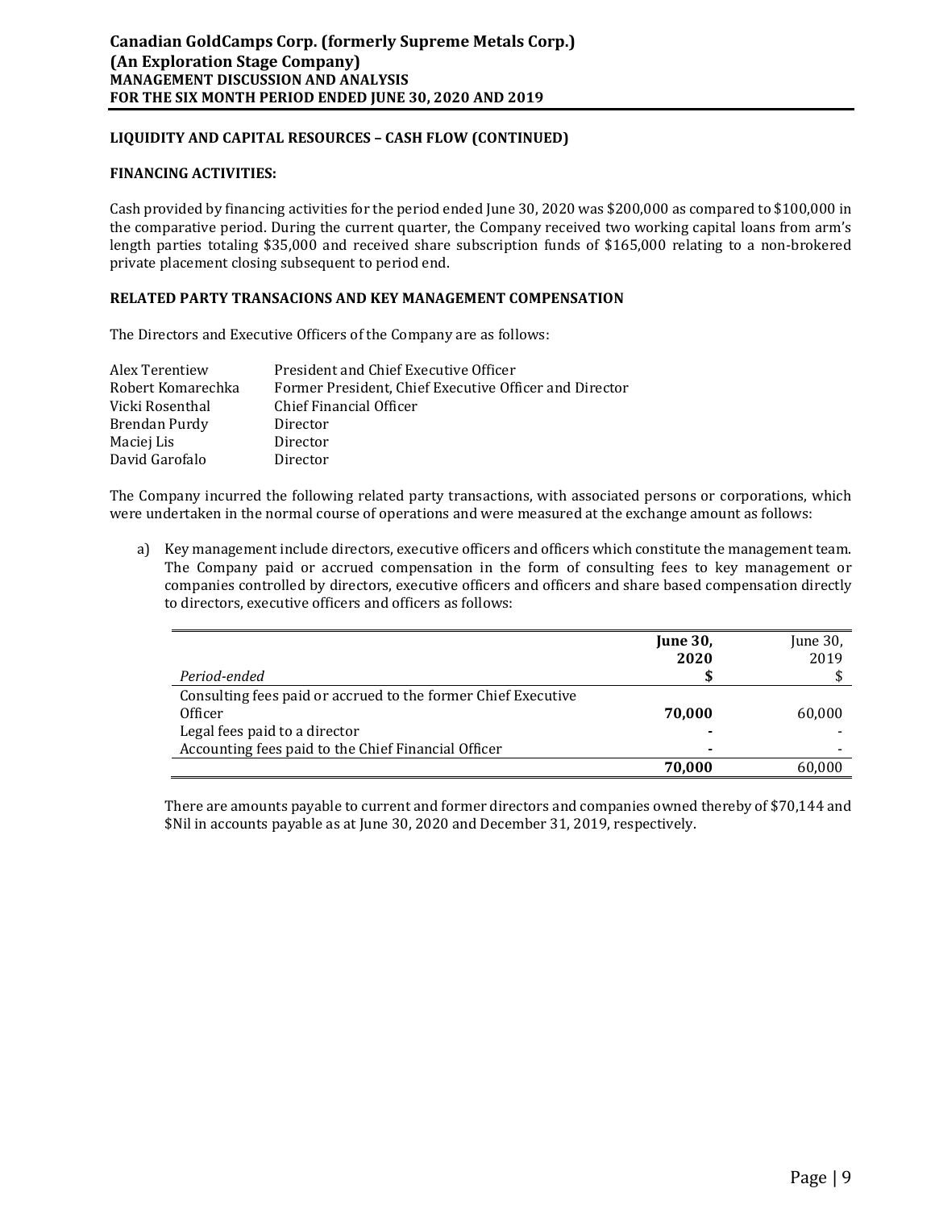## LIQUIDITY AND CAPITAL RESOURCES – CASH FLOW (CONTINUED)

### FINANCING ACTIVITIES:

Cash provided by financing activities for the period ended June 30, 2020 was $200,000 as compared to $100,000 in the comparative period. During the current quarter, the Company received two working capital loans from arm's length parties totaling $35,000 and received share subscription funds of $165,000 relating to a non-brokered private placement closing subsequent to period end.

## RELATED PARTY TRANSACIONS AND KEY MANAGEMENT COMPENSATION

The Directors and Executive Officers of the Company are as follows:

| | |
|---|---|
| Alex Terentiew | President and Chief Executive Officer |
| Robert Komarechka | Former President, Chief Executive Officer and Director |
| Vicki Rosenthal | Chief Financial Officer |
| Brendan Purdy | Director |
| Maciej Lis | Director |
| David Garofalo | Director |

The Company incurred the following related party transactions, with associated persons or corporations, which were undertaken in the normal course of operations and were measured at the exchange amount as follows:

a) Key management include directors, executive officers and officers which constitute the management team. The Company paid or accrued compensation in the form of consulting fees to key management or companies controlled by directors, executive officers and officers and share based compensation directly to directors, executive officers and officers as follows:

| *Period-ended* | **June 30, 2020 $** | June 30, 2019 $ |
|---|---|---|
| Consulting fees paid or accrued to the former Chief Executive Officer | **70,000** | 60,000 |
| Legal fees paid to a director | **-** | - |
| Accounting fees paid to the Chief Financial Officer | **-** | - |
| | **70,000** | 60,000 |

There are amounts payable to current and former directors and companies owned thereby of $70,144 and $Nil in accounts payable as at June 30, 2020 and December 31, 2019, respectively.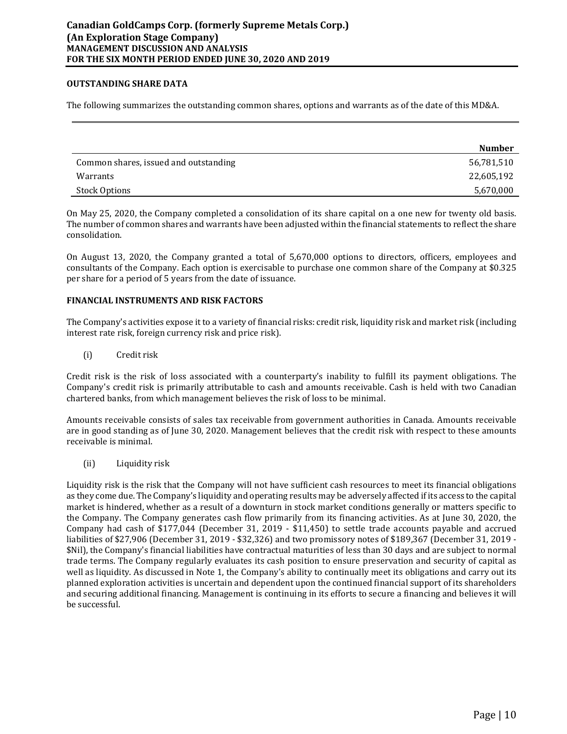### OUTSTANDING SHARE DATA

The following summarizes the outstanding common shares, options and warrants as of the date of this MD&A.

| | Number |
|---|---|
| Common shares, issued and outstanding | 56,781,510 |
| Warrants | 22,605,192 |
| Stock Options | 5,670,000 |

On May 25, 2020, the Company completed a consolidation of its share capital on a one new for twenty old basis. The number of common shares and warrants have been adjusted within the financial statements to reflect the share consolidation.

On August 13, 2020, the Company granted a total of 5,670,000 options to directors, officers, employees and consultants of the Company. Each option is exercisable to purchase one common share of the Company at $0.325 per share for a period of 5 years from the date of issuance.

### FINANCIAL INSTRUMENTS AND RISK FACTORS

The Company's activities expose it to a variety of financial risks: credit risk, liquidity risk and market risk (including interest rate risk, foreign currency risk and price risk).

(i) Credit risk

Credit risk is the risk of loss associated with a counterparty's inability to fulfill its payment obligations. The Company's credit risk is primarily attributable to cash and amounts receivable. Cash is held with two Canadian chartered banks, from which management believes the risk of loss to be minimal.

Amounts receivable consists of sales tax receivable from government authorities in Canada. Amounts receivable are in good standing as of June 30, 2020. Management believes that the credit risk with respect to these amounts receivable is minimal.

(ii) Liquidity risk

Liquidity risk is the risk that the Company will not have sufficient cash resources to meet its financial obligations as they come due. The Company's liquidity and operating results may be adversely affected if its access to the capital market is hindered, whether as a result of a downturn in stock market conditions generally or matters specific to the Company. The Company generates cash flow primarily from its financing activities. As at June 30, 2020, the Company had cash of $177,044 (December 31, 2019 - $11,450) to settle trade accounts payable and accrued liabilities of $27,906 (December 31, 2019 - $32,326) and two promissory notes of $189,367 (December 31, 2019 - $Nil), the Company's financial liabilities have contractual maturities of less than 30 days and are subject to normal trade terms. The Company regularly evaluates its cash position to ensure preservation and security of capital as well as liquidity. As discussed in Note 1, the Company's ability to continually meet its obligations and carry out its planned exploration activities is uncertain and dependent upon the continued financial support of its shareholders and securing additional financing. Management is continuing in its efforts to secure a financing and believes it will be successful.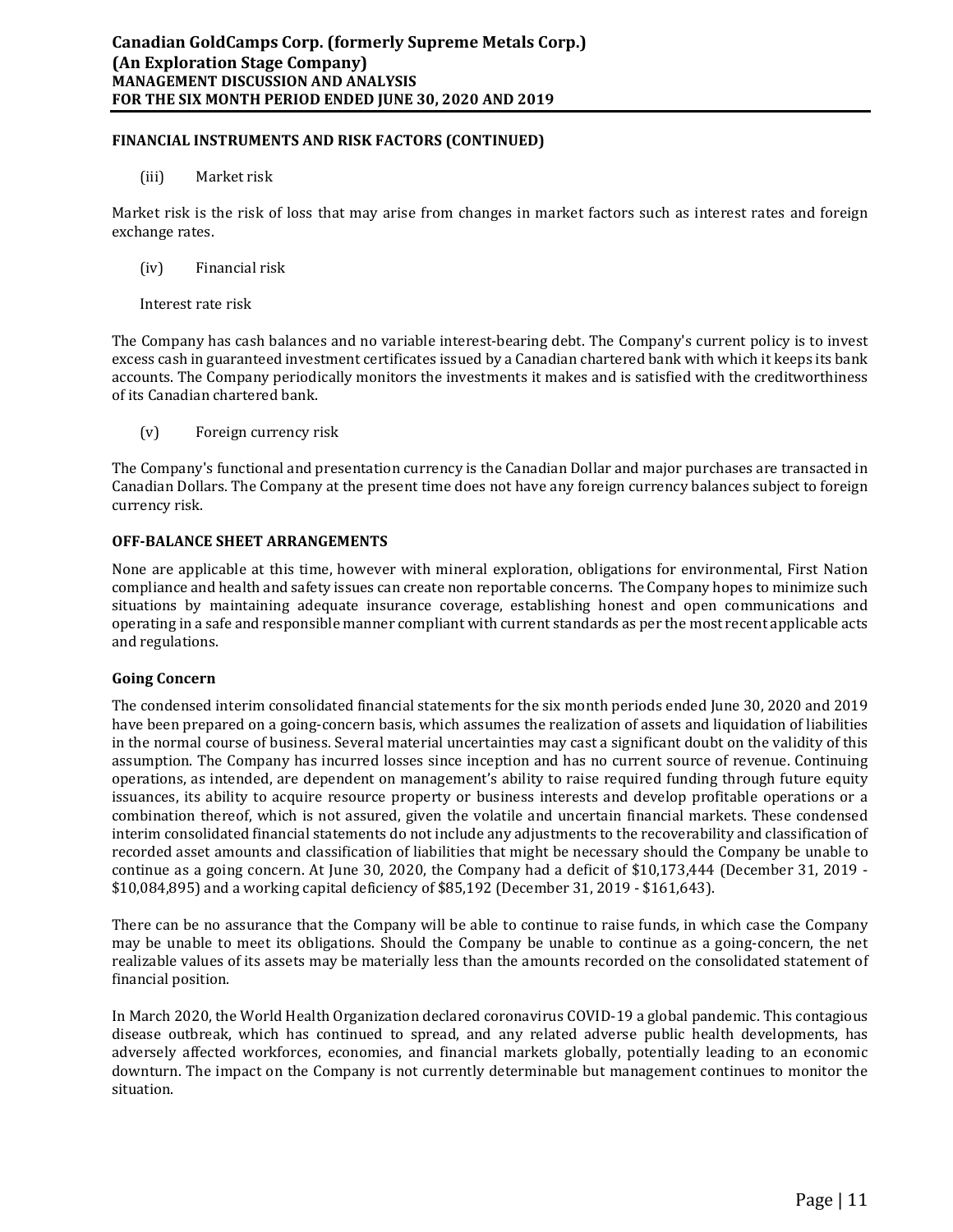## FINANCIAL INSTRUMENTS AND RISK FACTORS (CONTINUED)

(iii) Market risk

Market risk is the risk of loss that may arise from changes in market factors such as interest rates and foreign exchange rates.

(iv) Financial risk

Interest rate risk

The Company has cash balances and no variable interest-bearing debt. The Company's current policy is to invest excess cash in guaranteed investment certificates issued by a Canadian chartered bank with which it keeps its bank accounts. The Company periodically monitors the investments it makes and is satisfied with the creditworthiness of its Canadian chartered bank.

(v) Foreign currency risk

The Company's functional and presentation currency is the Canadian Dollar and major purchases are transacted in Canadian Dollars. The Company at the present time does not have any foreign currency balances subject to foreign currency risk.

## OFF-BALANCE SHEET ARRANGEMENTS

None are applicable at this time, however with mineral exploration, obligations for environmental, First Nation compliance and health and safety issues can create non reportable concerns. The Company hopes to minimize such situations by maintaining adequate insurance coverage, establishing honest and open communications and operating in a safe and responsible manner compliant with current standards as per the most recent applicable acts and regulations.

## Going Concern

The condensed interim consolidated financial statements for the six month periods ended June 30, 2020 and 2019 have been prepared on a going-concern basis, which assumes the realization of assets and liquidation of liabilities in the normal course of business. Several material uncertainties may cast a significant doubt on the validity of this assumption. The Company has incurred losses since inception and has no current source of revenue. Continuing operations, as intended, are dependent on management's ability to raise required funding through future equity issuances, its ability to acquire resource property or business interests and develop profitable operations or a combination thereof, which is not assured, given the volatile and uncertain financial markets. These condensed interim consolidated financial statements do not include any adjustments to the recoverability and classification of recorded asset amounts and classification of liabilities that might be necessary should the Company be unable to continue as a going concern. At June 30, 2020, the Company had a deficit of $10,173,444 (December 31, 2019 - $10,084,895) and a working capital deficiency of $85,192 (December 31, 2019 - $161,643).

There can be no assurance that the Company will be able to continue to raise funds, in which case the Company may be unable to meet its obligations. Should the Company be unable to continue as a going-concern, the net realizable values of its assets may be materially less than the amounts recorded on the consolidated statement of financial position.

In March 2020, the World Health Organization declared coronavirus COVID-19 a global pandemic. This contagious disease outbreak, which has continued to spread, and any related adverse public health developments, has adversely affected workforces, economies, and financial markets globally, potentially leading to an economic downturn. The impact on the Company is not currently determinable but management continues to monitor the situation.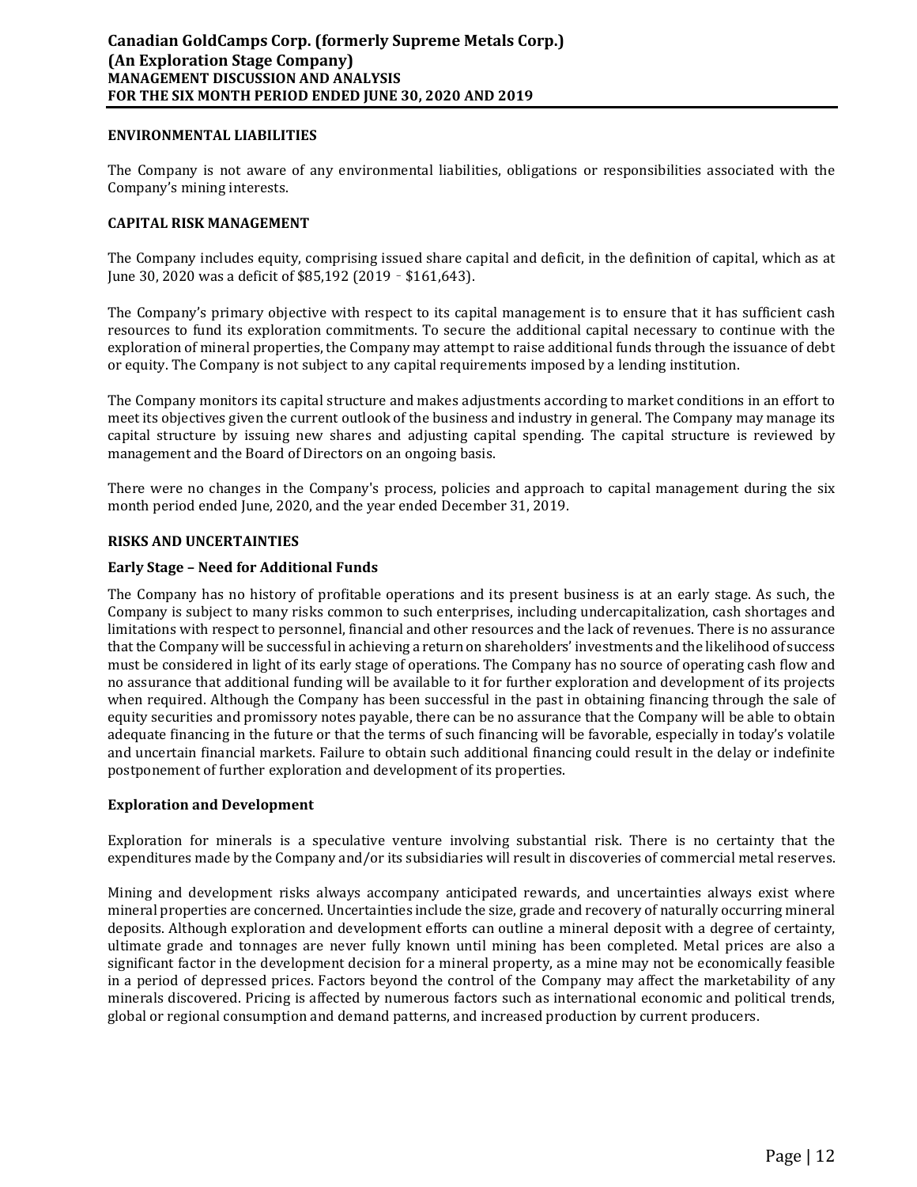## ENVIRONMENTAL LIABILITIES

The Company is not aware of any environmental liabilities, obligations or responsibilities associated with the Company's mining interests.

## CAPITAL RISK MANAGEMENT

The Company includes equity, comprising issued share capital and deficit, in the definition of capital, which as at June 30, 2020 was a deficit of $85,192 (2019 ‑ $161,643).

The Company's primary objective with respect to its capital management is to ensure that it has sufficient cash resources to fund its exploration commitments. To secure the additional capital necessary to continue with the exploration of mineral properties, the Company may attempt to raise additional funds through the issuance of debt or equity. The Company is not subject to any capital requirements imposed by a lending institution.

The Company monitors its capital structure and makes adjustments according to market conditions in an effort to meet its objectives given the current outlook of the business and industry in general. The Company may manage its capital structure by issuing new shares and adjusting capital spending. The capital structure is reviewed by management and the Board of Directors on an ongoing basis.

There were no changes in the Company's process, policies and approach to capital management during the six month period ended June, 2020, and the year ended December 31, 2019.

## RISKS AND UNCERTAINTIES

### Early Stage – Need for Additional Funds

The Company has no history of profitable operations and its present business is at an early stage. As such, the Company is subject to many risks common to such enterprises, including undercapitalization, cash shortages and limitations with respect to personnel, financial and other resources and the lack of revenues. There is no assurance that the Company will be successful in achieving a return on shareholders' investments and the likelihood of success must be considered in light of its early stage of operations. The Company has no source of operating cash flow and no assurance that additional funding will be available to it for further exploration and development of its projects when required. Although the Company has been successful in the past in obtaining financing through the sale of equity securities and promissory notes payable, there can be no assurance that the Company will be able to obtain adequate financing in the future or that the terms of such financing will be favorable, especially in today's volatile and uncertain financial markets. Failure to obtain such additional financing could result in the delay or indefinite postponement of further exploration and development of its properties.

### Exploration and Development

Exploration for minerals is a speculative venture involving substantial risk. There is no certainty that the expenditures made by the Company and/or its subsidiaries will result in discoveries of commercial metal reserves.

Mining and development risks always accompany anticipated rewards, and uncertainties always exist where mineral properties are concerned. Uncertainties include the size, grade and recovery of naturally occurring mineral deposits. Although exploration and development efforts can outline a mineral deposit with a degree of certainty, ultimate grade and tonnages are never fully known until mining has been completed. Metal prices are also a significant factor in the development decision for a mineral property, as a mine may not be economically feasible in a period of depressed prices. Factors beyond the control of the Company may affect the marketability of any minerals discovered. Pricing is affected by numerous factors such as international economic and political trends, global or regional consumption and demand patterns, and increased production by current producers.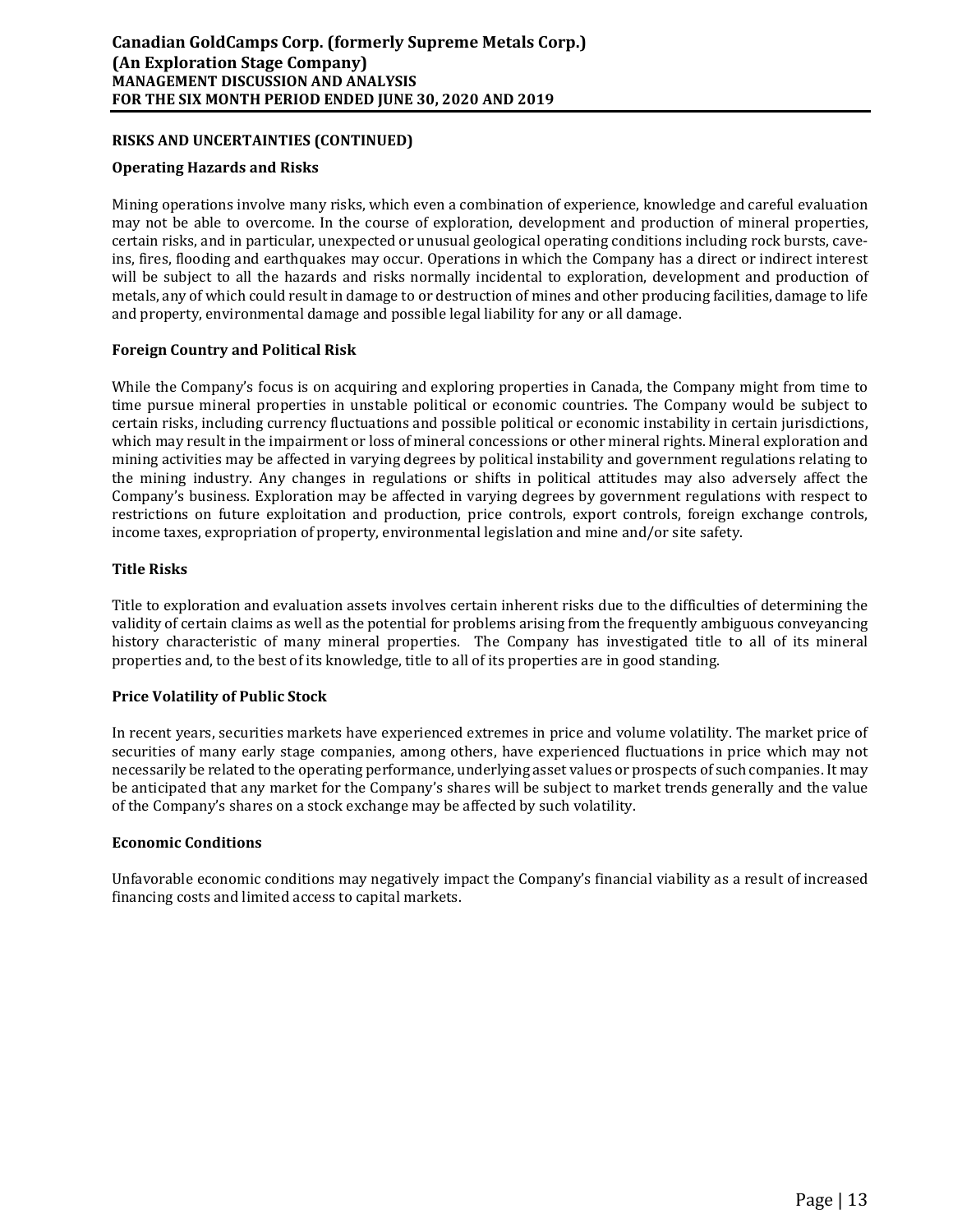## RISKS AND UNCERTAINTIES (CONTINUED)

### Operating Hazards and Risks

Mining operations involve many risks, which even a combination of experience, knowledge and careful evaluation may not be able to overcome. In the course of exploration, development and production of mineral properties, certain risks, and in particular, unexpected or unusual geological operating conditions including rock bursts, cave-ins, fires, flooding and earthquakes may occur. Operations in which the Company has a direct or indirect interest will be subject to all the hazards and risks normally incidental to exploration, development and production of metals, any of which could result in damage to or destruction of mines and other producing facilities, damage to life and property, environmental damage and possible legal liability for any or all damage.

### Foreign Country and Political Risk

While the Company's focus is on acquiring and exploring properties in Canada, the Company might from time to time pursue mineral properties in unstable political or economic countries. The Company would be subject to certain risks, including currency fluctuations and possible political or economic instability in certain jurisdictions, which may result in the impairment or loss of mineral concessions or other mineral rights. Mineral exploration and mining activities may be affected in varying degrees by political instability and government regulations relating to the mining industry. Any changes in regulations or shifts in political attitudes may also adversely affect the Company's business. Exploration may be affected in varying degrees by government regulations with respect to restrictions on future exploitation and production, price controls, export controls, foreign exchange controls, income taxes, expropriation of property, environmental legislation and mine and/or site safety.

### Title Risks

Title to exploration and evaluation assets involves certain inherent risks due to the difficulties of determining the validity of certain claims as well as the potential for problems arising from the frequently ambiguous conveyancing history characteristic of many mineral properties. The Company has investigated title to all of its mineral properties and, to the best of its knowledge, title to all of its properties are in good standing.

### Price Volatility of Public Stock

In recent years, securities markets have experienced extremes in price and volume volatility. The market price of securities of many early stage companies, among others, have experienced fluctuations in price which may not necessarily be related to the operating performance, underlying asset values or prospects of such companies. It may be anticipated that any market for the Company's shares will be subject to market trends generally and the value of the Company's shares on a stock exchange may be affected by such volatility.

### Economic Conditions

Unfavorable economic conditions may negatively impact the Company's financial viability as a result of increased financing costs and limited access to capital markets.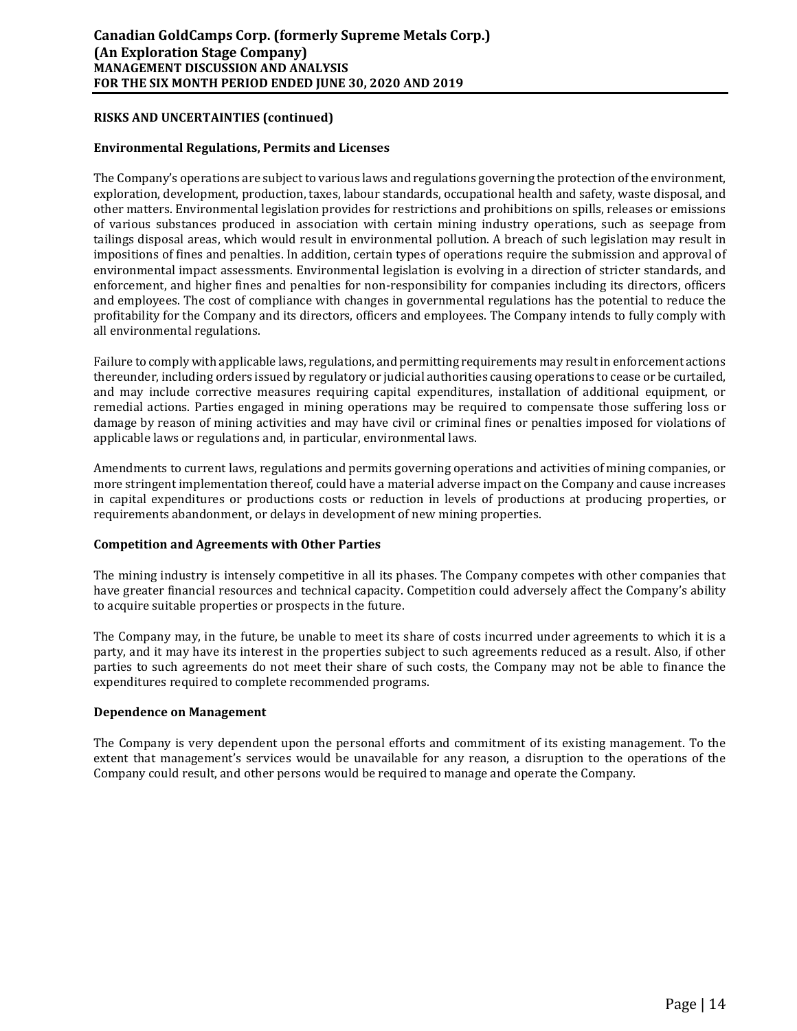## RISKS AND UNCERTAINTIES (continued)

### Environmental Regulations, Permits and Licenses

The Company's operations are subject to various laws and regulations governing the protection of the environment, exploration, development, production, taxes, labour standards, occupational health and safety, waste disposal, and other matters. Environmental legislation provides for restrictions and prohibitions on spills, releases or emissions of various substances produced in association with certain mining industry operations, such as seepage from tailings disposal areas, which would result in environmental pollution. A breach of such legislation may result in impositions of fines and penalties. In addition, certain types of operations require the submission and approval of environmental impact assessments. Environmental legislation is evolving in a direction of stricter standards, and enforcement, and higher fines and penalties for non-responsibility for companies including its directors, officers and employees. The cost of compliance with changes in governmental regulations has the potential to reduce the profitability for the Company and its directors, officers and employees. The Company intends to fully comply with all environmental regulations.

Failure to comply with applicable laws, regulations, and permitting requirements may result in enforcement actions thereunder, including orders issued by regulatory or judicial authorities causing operations to cease or be curtailed, and may include corrective measures requiring capital expenditures, installation of additional equipment, or remedial actions. Parties engaged in mining operations may be required to compensate those suffering loss or damage by reason of mining activities and may have civil or criminal fines or penalties imposed for violations of applicable laws or regulations and, in particular, environmental laws.

Amendments to current laws, regulations and permits governing operations and activities of mining companies, or more stringent implementation thereof, could have a material adverse impact on the Company and cause increases in capital expenditures or productions costs or reduction in levels of productions at producing properties, or requirements abandonment, or delays in development of new mining properties.

### Competition and Agreements with Other Parties

The mining industry is intensely competitive in all its phases. The Company competes with other companies that have greater financial resources and technical capacity. Competition could adversely affect the Company's ability to acquire suitable properties or prospects in the future.

The Company may, in the future, be unable to meet its share of costs incurred under agreements to which it is a party, and it may have its interest in the properties subject to such agreements reduced as a result. Also, if other parties to such agreements do not meet their share of such costs, the Company may not be able to finance the expenditures required to complete recommended programs.

### Dependence on Management

The Company is very dependent upon the personal efforts and commitment of its existing management. To the extent that management's services would be unavailable for any reason, a disruption to the operations of the Company could result, and other persons would be required to manage and operate the Company.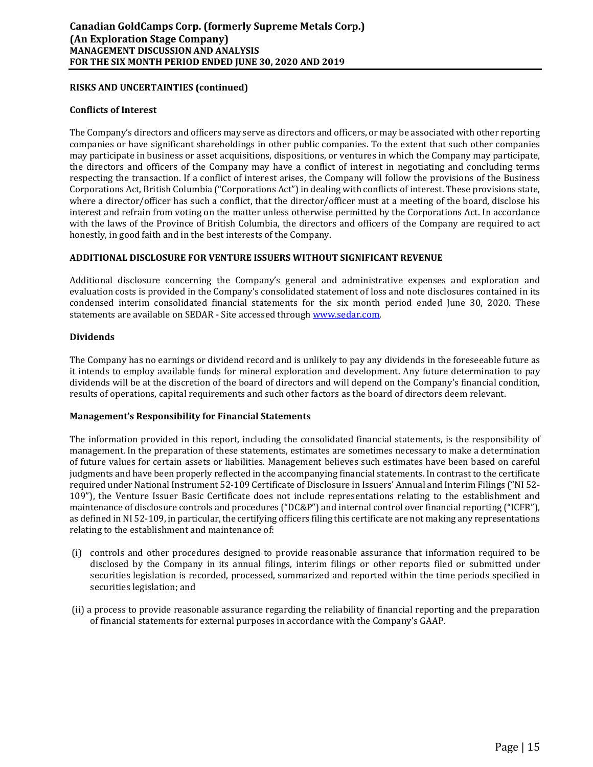## RISKS AND UNCERTAINTIES (continued)

### Conflicts of Interest

The Company's directors and officers may serve as directors and officers, or may be associated with other reporting companies or have significant shareholdings in other public companies. To the extent that such other companies may participate in business or asset acquisitions, dispositions, or ventures in which the Company may participate, the directors and officers of the Company may have a conflict of interest in negotiating and concluding terms respecting the transaction. If a conflict of interest arises, the Company will follow the provisions of the Business Corporations Act, British Columbia ("Corporations Act") in dealing with conflicts of interest. These provisions state, where a director/officer has such a conflict, that the director/officer must at a meeting of the board, disclose his interest and refrain from voting on the matter unless otherwise permitted by the Corporations Act. In accordance with the laws of the Province of British Columbia, the directors and officers of the Company are required to act honestly, in good faith and in the best interests of the Company.

## ADDITIONAL DISCLOSURE FOR VENTURE ISSUERS WITHOUT SIGNIFICANT REVENUE

Additional disclosure concerning the Company's general and administrative expenses and exploration and evaluation costs is provided in the Company's consolidated statement of loss and note disclosures contained in its condensed interim consolidated financial statements for the six month period ended June 30, 2020. These statements are available on SEDAR - Site accessed through www.sedar.com.

### Dividends

The Company has no earnings or dividend record and is unlikely to pay any dividends in the foreseeable future as it intends to employ available funds for mineral exploration and development. Any future determination to pay dividends will be at the discretion of the board of directors and will depend on the Company's financial condition, results of operations, capital requirements and such other factors as the board of directors deem relevant.

### Management's Responsibility for Financial Statements

The information provided in this report, including the consolidated financial statements, is the responsibility of management. In the preparation of these statements, estimates are sometimes necessary to make a determination of future values for certain assets or liabilities. Management believes such estimates have been based on careful judgments and have been properly reflected in the accompanying financial statements. In contrast to the certificate required under National Instrument 52-109 Certificate of Disclosure in Issuers' Annual and Interim Filings ("NI 52-109"), the Venture Issuer Basic Certificate does not include representations relating to the establishment and maintenance of disclosure controls and procedures ("DC&P") and internal control over financial reporting ("ICFR"), as defined in NI 52-109, in particular, the certifying officers filing this certificate are not making any representations relating to the establishment and maintenance of:

(i) controls and other procedures designed to provide reasonable assurance that information required to be disclosed by the Company in its annual filings, interim filings or other reports filed or submitted under securities legislation is recorded, processed, summarized and reported within the time periods specified in securities legislation; and

(ii) a process to provide reasonable assurance regarding the reliability of financial reporting and the preparation of financial statements for external purposes in accordance with the Company's GAAP.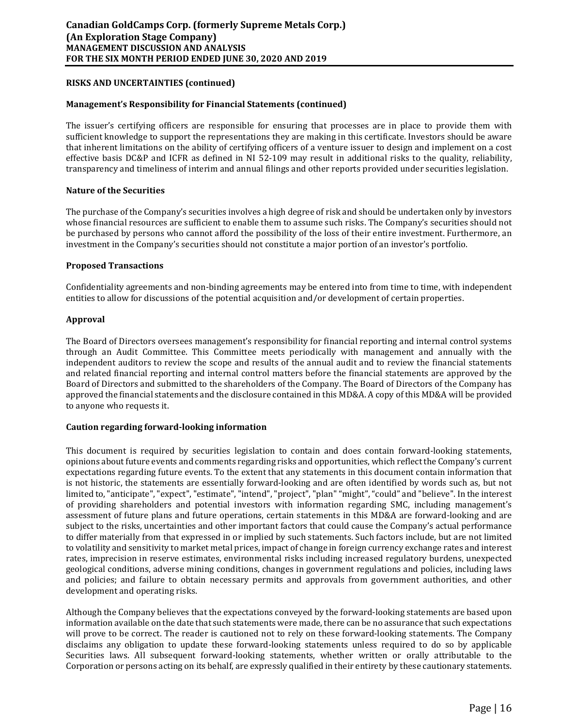## RISKS AND UNCERTAINTIES (continued)

### Management's Responsibility for Financial Statements (continued)

The issuer's certifying officers are responsible for ensuring that processes are in place to provide them with sufficient knowledge to support the representations they are making in this certificate. Investors should be aware that inherent limitations on the ability of certifying officers of a venture issuer to design and implement on a cost effective basis DC&P and ICFR as defined in NI 52-109 may result in additional risks to the quality, reliability, transparency and timeliness of interim and annual filings and other reports provided under securities legislation.

### Nature of the Securities

The purchase of the Company's securities involves a high degree of risk and should be undertaken only by investors whose financial resources are sufficient to enable them to assume such risks. The Company's securities should not be purchased by persons who cannot afford the possibility of the loss of their entire investment. Furthermore, an investment in the Company's securities should not constitute a major portion of an investor's portfolio.

### Proposed Transactions

Confidentiality agreements and non-binding agreements may be entered into from time to time, with independent entities to allow for discussions of the potential acquisition and/or development of certain properties.

### Approval

The Board of Directors oversees management's responsibility for financial reporting and internal control systems through an Audit Committee. This Committee meets periodically with management and annually with the independent auditors to review the scope and results of the annual audit and to review the financial statements and related financial reporting and internal control matters before the financial statements are approved by the Board of Directors and submitted to the shareholders of the Company. The Board of Directors of the Company has approved the financial statements and the disclosure contained in this MD&A. A copy of this MD&A will be provided to anyone who requests it.

### Caution regarding forward-looking information

This document is required by securities legislation to contain and does contain forward-looking statements, opinions about future events and comments regarding risks and opportunities, which reflect the Company's current expectations regarding future events. To the extent that any statements in this document contain information that is not historic, the statements are essentially forward-looking and are often identified by words such as, but not limited to, "anticipate", "expect", "estimate", "intend", "project", "plan" "might", "could" and "believe". In the interest of providing shareholders and potential investors with information regarding SMC, including management's assessment of future plans and future operations, certain statements in this MD&A are forward-looking and are subject to the risks, uncertainties and other important factors that could cause the Company's actual performance to differ materially from that expressed in or implied by such statements. Such factors include, but are not limited to volatility and sensitivity to market metal prices, impact of change in foreign currency exchange rates and interest rates, imprecision in reserve estimates, environmental risks including increased regulatory burdens, unexpected geological conditions, adverse mining conditions, changes in government regulations and policies, including laws and policies; and failure to obtain necessary permits and approvals from government authorities, and other development and operating risks.

Although the Company believes that the expectations conveyed by the forward-looking statements are based upon information available on the date that such statements were made, there can be no assurance that such expectations will prove to be correct. The reader is cautioned not to rely on these forward-looking statements. The Company disclaims any obligation to update these forward-looking statements unless required to do so by applicable Securities laws. All subsequent forward-looking statements, whether written or orally attributable to the Corporation or persons acting on its behalf, are expressly qualified in their entirety by these cautionary statements.